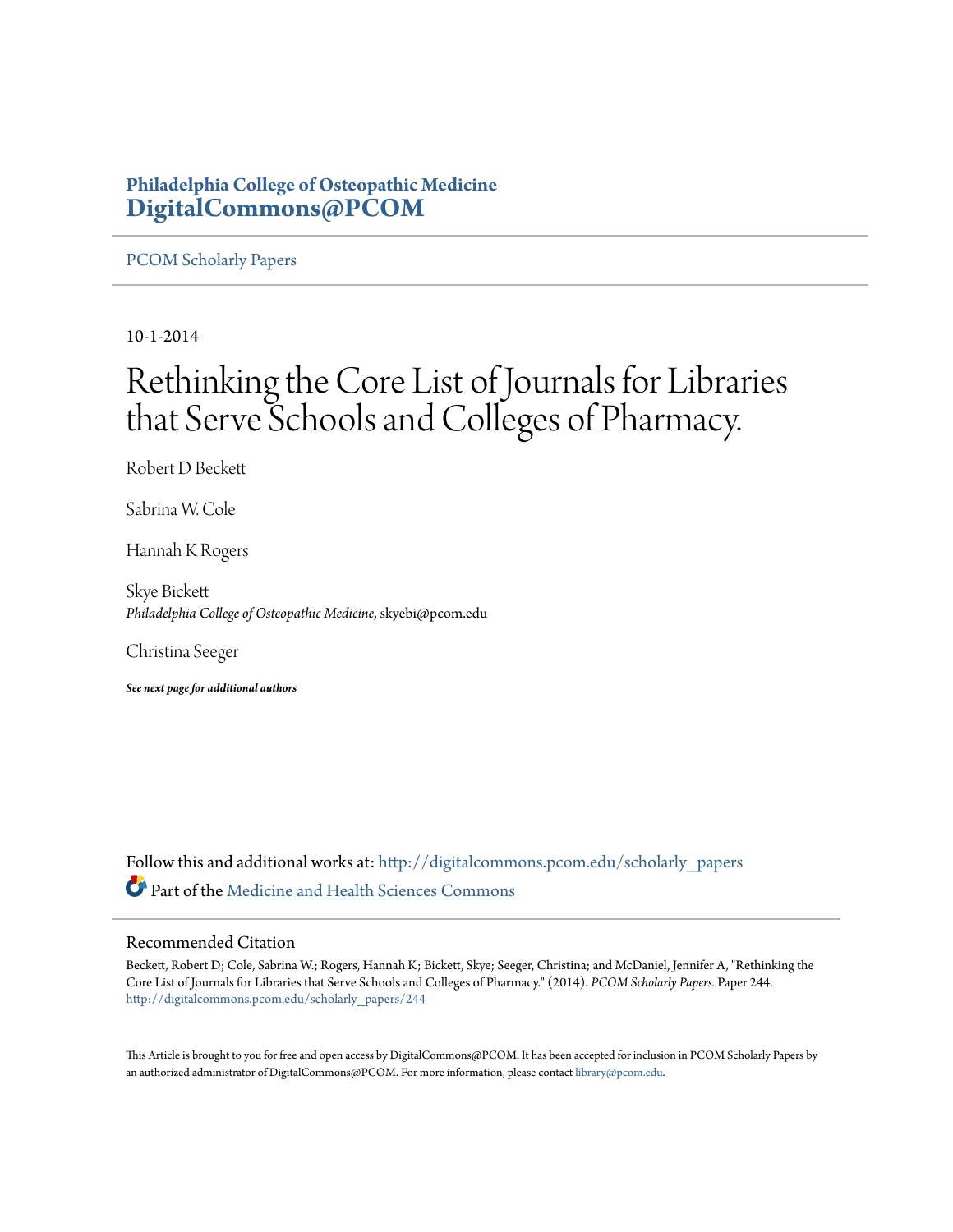Philadelphia College of Osteopathic Medicine
**DigitalCommons@PCOM**

PCOM Scholarly Papers

10-1-2014

# Rethinking the Core List of Journals for Libraries that Serve Schools and Colleges of Pharmacy.

Robert D Beckett

Sabrina W. Cole

Hannah K Rogers

Skye Bickett
*Philadelphia College of Osteopathic Medicine*, skyebi@pcom.edu

Christina Seeger

***See next page for additional authors***

Follow this and additional works at: http://digitalcommons.pcom.edu/scholarly_papers
Part of the Medicine and Health Sciences Commons

## Recommended Citation

Beckett, Robert D; Cole, Sabrina W.; Rogers, Hannah K; Bickett, Skye; Seeger, Christina; and McDaniel, Jennifer A, "Rethinking the Core List of Journals for Libraries that Serve Schools and Colleges of Pharmacy." (2014). *PCOM Scholarly Papers.* Paper 244.
http://digitalcommons.pcom.edu/scholarly_papers/244

This Article is brought to you for free and open access by DigitalCommons@PCOM. It has been accepted for inclusion in PCOM Scholarly Papers by an authorized administrator of DigitalCommons@PCOM. For more information, please contact library@pcom.edu.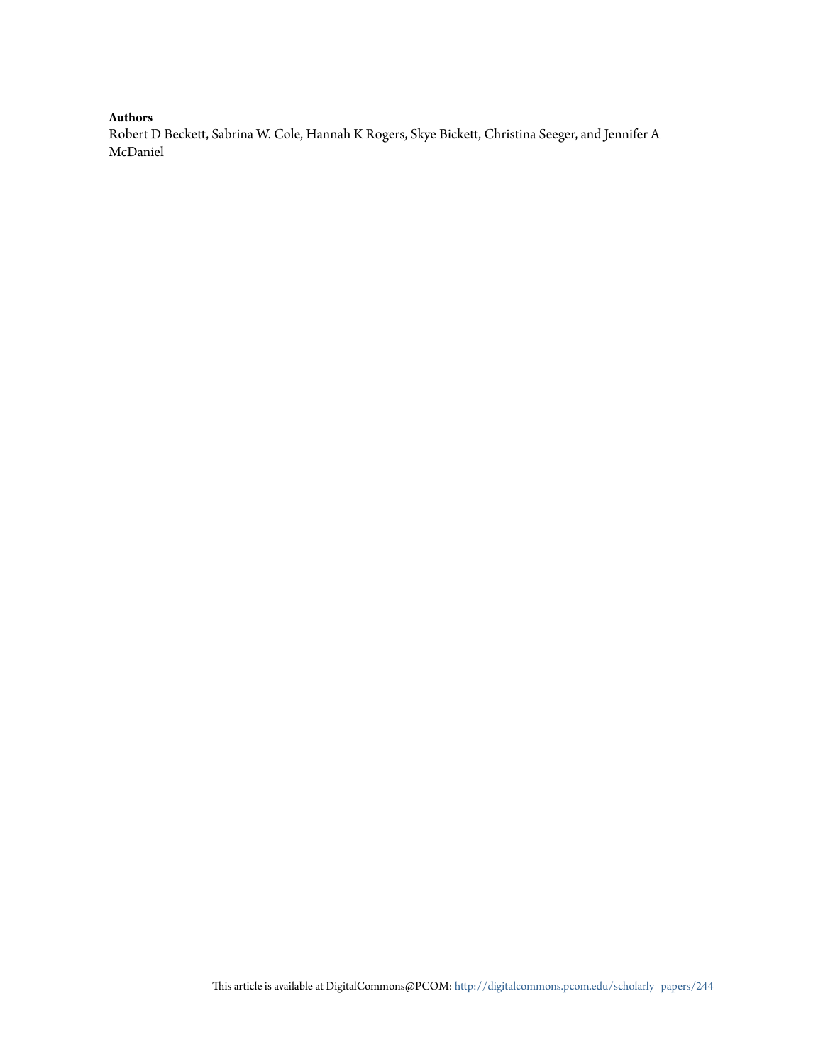**Authors**

Robert D Beckett, Sabrina W. Cole, Hannah K Rogers, Skye Bickett, Christina Seeger, and Jennifer A McDaniel

This article is available at DigitalCommons@PCOM: http://digitalcommons.pcom.edu/scholarly_papers/244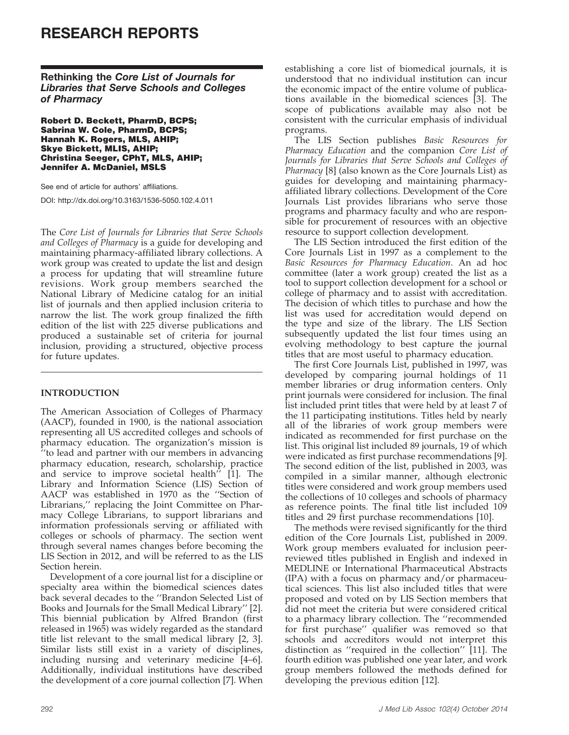# RESEARCH REPORTS

## Rethinking the *Core List of Journals for Libraries that Serve Schools and Colleges of Pharmacy*

**Robert D. Beckett, PharmD, BCPS; Sabrina W. Cole, PharmD, BCPS; Hannah K. Rogers, MLS, AHIP; Skye Bickett, MLIS, AHIP; Christina Seeger, CPhT, MLS, AHIP; Jennifer A. McDaniel, MSLS**

See end of article for authors' affiliations.

DOI: http://dx.doi.org/10.3163/1536-5050.102.4.011

The *Core List of Journals for Libraries that Serve Schools and Colleges of Pharmacy* is a guide for developing and maintaining pharmacy-affiliated library collections. A work group was created to update the list and design a process for updating that will streamline future revisions. Work group members searched the National Library of Medicine catalog for an initial list of journals and then applied inclusion criteria to narrow the list. The work group finalized the fifth edition of the list with 225 diverse publications and produced a sustainable set of criteria for journal inclusion, providing a structured, objective process for future updates.

### INTRODUCTION

The American Association of Colleges of Pharmacy (AACP), founded in 1900, is the national association representing all US accredited colleges and schools of pharmacy education. The organization's mission is "to lead and partner with our members in advancing pharmacy education, research, scholarship, practice and service to improve societal health" [1]. The Library and Information Science (LIS) Section of AACP was established in 1970 as the "Section of Librarians," replacing the Joint Committee on Pharmacy College Librarians, to support librarians and information professionals serving or affiliated with colleges or schools of pharmacy. The section went through several names changes before becoming the LIS Section in 2012, and will be referred to as the LIS Section herein.

Development of a core journal list for a discipline or specialty area within the biomedical sciences dates back several decades to the "Brandon Selected List of Books and Journals for the Small Medical Library" [2]. This biennial publication by Alfred Brandon (first released in 1965) was widely regarded as the standard title list relevant to the small medical library [2, 3]. Similar lists still exist in a variety of disciplines, including nursing and veterinary medicine [4–6]. Additionally, individual institutions have described the development of a core journal collection [7]. When establishing a core list of biomedical journals, it is understood that no individual institution can incur the economic impact of the entire volume of publications available in the biomedical sciences [3]. The scope of publications available may also not be consistent with the curricular emphasis of individual programs.

The LIS Section publishes *Basic Resources for Pharmacy Education* and the companion *Core List of Journals for Libraries that Serve Schools and Colleges of Pharmacy* [8] (also known as the Core Journals List) as guides for developing and maintaining pharmacy-affiliated library collections. Development of the Core Journals List provides librarians who serve those programs and pharmacy faculty and who are responsible for procurement of resources with an objective resource to support collection development.

The LIS Section introduced the first edition of the Core Journals List in 1997 as a complement to the *Basic Resources for Pharmacy Education*. An ad hoc committee (later a work group) created the list as a tool to support collection development for a school or college of pharmacy and to assist with accreditation. The decision of which titles to purchase and how the list was used for accreditation would depend on the type and size of the library. The LIS Section subsequently updated the list four times using an evolving methodology to best capture the journal titles that are most useful to pharmacy education.

The first Core Journals List, published in 1997, was developed by comparing journal holdings of 11 member libraries or drug information centers. Only print journals were considered for inclusion. The final list included print titles that were held by at least 7 of the 11 participating institutions. Titles held by nearly all of the libraries of work group members were indicated as recommended for first purchase on the list. This original list included 89 journals, 19 of which were indicated as first purchase recommendations [9]. The second edition of the list, published in 2003, was compiled in a similar manner, although electronic titles were considered and work group members used the collections of 10 colleges and schools of pharmacy as reference points. The final title list included 109 titles and 29 first purchase recommendations [10].

The methods were revised significantly for the third edition of the Core Journals List, published in 2009. Work group members evaluated for inclusion peer-reviewed titles published in English and indexed in MEDLINE or International Pharmaceutical Abstracts (IPA) with a focus on pharmacy and/or pharmaceutical sciences. This list also included titles that were proposed and voted on by LIS Section members that did not meet the criteria but were considered critical to a pharmacy library collection. The "recommended for first purchase" qualifier was removed so that schools and accreditors would not interpret this distinction as "required in the collection" [11]. The fourth edition was published one year later, and work group members followed the methods defined for developing the previous edition [12].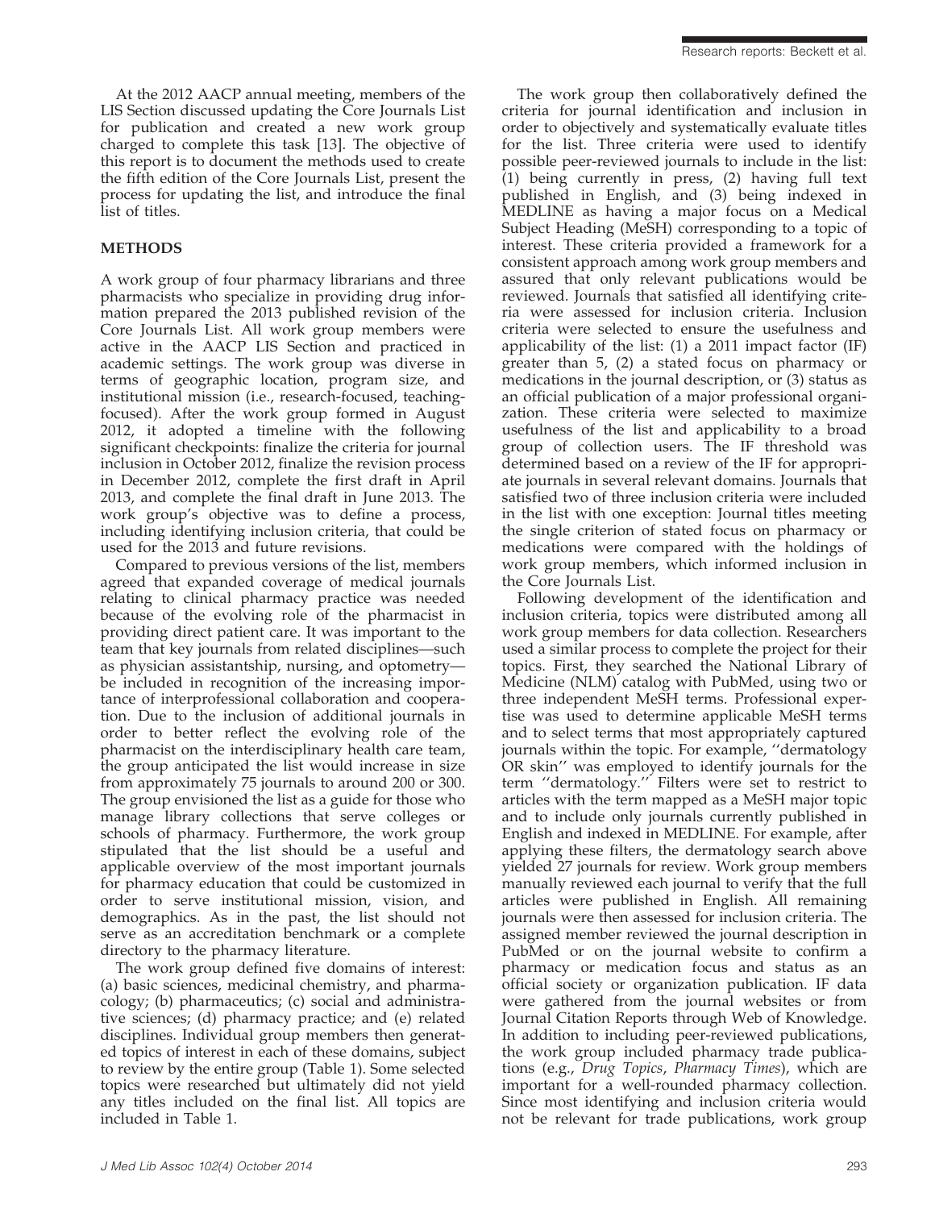At the 2012 AACP annual meeting, members of the LIS Section discussed updating the Core Journals List for publication and created a new work group charged to complete this task [13]. The objective of this report is to document the methods used to create the fifth edition of the Core Journals List, present the process for updating the list, and introduce the final list of titles.

## METHODS

A work group of four pharmacy librarians and three pharmacists who specialize in providing drug information prepared the 2013 published revision of the Core Journals List. All work group members were active in the AACP LIS Section and practiced in academic settings. The work group was diverse in terms of geographic location, program size, and institutional mission (i.e., research-focused, teaching-focused). After the work group formed in August 2012, it adopted a timeline with the following significant checkpoints: finalize the criteria for journal inclusion in October 2012, finalize the revision process in December 2012, complete the first draft in April 2013, and complete the final draft in June 2013. The work group's objective was to define a process, including identifying inclusion criteria, that could be used for the 2013 and future revisions.

Compared to previous versions of the list, members agreed that expanded coverage of medical journals relating to clinical pharmacy practice was needed because of the evolving role of the pharmacist in providing direct patient care. It was important to the team that key journals from related disciplines—such as physician assistantship, nursing, and optometry—be included in recognition of the increasing importance of interprofessional collaboration and cooperation. Due to the inclusion of additional journals in order to better reflect the evolving role of the pharmacist on the interdisciplinary health care team, the group anticipated the list would increase in size from approximately 75 journals to around 200 or 300. The group envisioned the list as a guide for those who manage library collections that serve colleges or schools of pharmacy. Furthermore, the work group stipulated that the list should be a useful and applicable overview of the most important journals for pharmacy education that could be customized in order to serve institutional mission, vision, and demographics. As in the past, the list should not serve as an accreditation benchmark or a complete directory to the pharmacy literature.

The work group defined five domains of interest: (a) basic sciences, medicinal chemistry, and pharmacology; (b) pharmaceutics; (c) social and administrative sciences; (d) pharmacy practice; and (e) related disciplines. Individual group members then generated topics of interest in each of these domains, subject to review by the entire group (Table 1). Some selected topics were researched but ultimately did not yield any titles included on the final list. All topics are included in Table 1.

The work group then collaboratively defined the criteria for journal identification and inclusion in order to objectively and systematically evaluate titles for the list. Three criteria were used to identify possible peer-reviewed journals to include in the list: (1) being currently in press, (2) having full text published in English, and (3) being indexed in MEDLINE as having a major focus on a Medical Subject Heading (MeSH) corresponding to a topic of interest. These criteria provided a framework for a consistent approach among work group members and assured that only relevant publications would be reviewed. Journals that satisfied all identifying criteria were assessed for inclusion criteria. Inclusion criteria were selected to ensure the usefulness and applicability of the list: (1) a 2011 impact factor (IF) greater than 5, (2) a stated focus on pharmacy or medications in the journal description, or (3) status as an official publication of a major professional organization. These criteria were selected to maximize usefulness of the list and applicability to a broad group of collection users. The IF threshold was determined based on a review of the IF for appropriate journals in several relevant domains. Journals that satisfied two of three inclusion criteria were included in the list with one exception: Journal titles meeting the single criterion of stated focus on pharmacy or medications were compared with the holdings of work group members, which informed inclusion in the Core Journals List.

Following development of the identification and inclusion criteria, topics were distributed among all work group members for data collection. Researchers used a similar process to complete the project for their topics. First, they searched the National Library of Medicine (NLM) catalog with PubMed, using two or three independent MeSH terms. Professional expertise was used to determine applicable MeSH terms and to select terms that most appropriately captured journals within the topic. For example, ''dermatology OR skin'' was employed to identify journals for the term ''dermatology.'' Filters were set to restrict to articles with the term mapped as a MeSH major topic and to include only journals currently published in English and indexed in MEDLINE. For example, after applying these filters, the dermatology search above yielded 27 journals for review. Work group members manually reviewed each journal to verify that the full articles were published in English. All remaining journals were then assessed for inclusion criteria. The assigned member reviewed the journal description in PubMed or on the journal website to confirm a pharmacy or medication focus and status as an official society or organization publication. IF data were gathered from the journal websites or from Journal Citation Reports through Web of Knowledge. In addition to including peer-reviewed publications, the work group included pharmacy trade publications (e.g., *Drug Topics*, *Pharmacy Times*), which are important for a well-rounded pharmacy collection. Since most identifying and inclusion criteria would not be relevant for trade publications, work group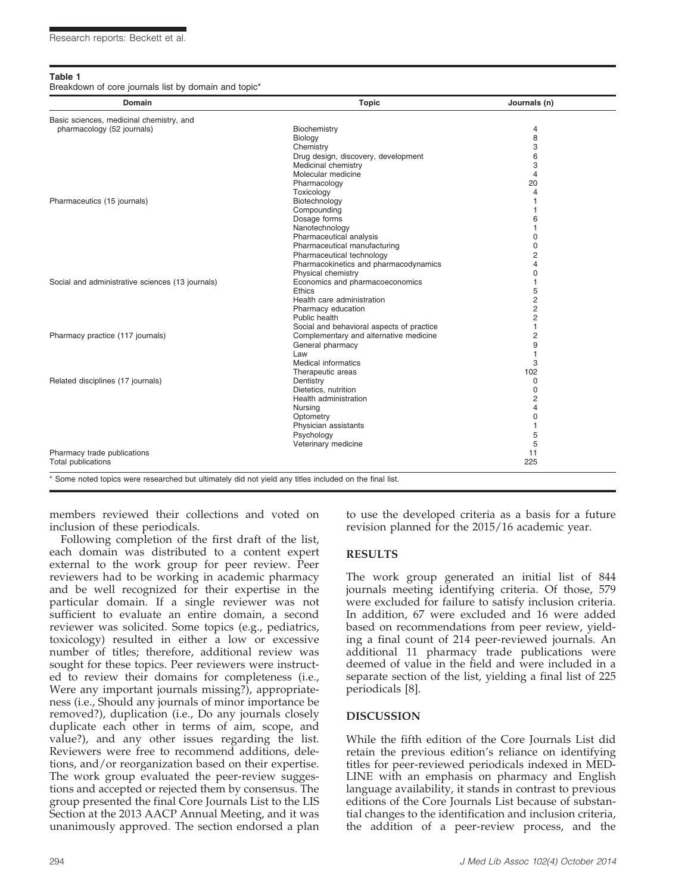**Table 1**
Breakdown of core journals list by domain and topic*

| Domain | Topic | Journals (n) |
|---|---|---|
| Basic sciences, medicinal chemistry, and pharmacology (52 journals) | Biochemistry | 4 |
| | Biology | 8 |
| | Chemistry | 3 |
| | Drug design, discovery, development | 6 |
| | Medicinal chemistry | 3 |
| | Molecular medicine | 4 |
| | Pharmacology | 20 |
| | Toxicology | 4 |
| Pharmaceutics (15 journals) | Biotechnology | 1 |
| | Compounding | 1 |
| | Dosage forms | 6 |
| | Nanotechnology | 1 |
| | Pharmaceutical analysis | 0 |
| | Pharmaceutical manufacturing | 0 |
| | Pharmaceutical technology | 2 |
| | Pharmacokinetics and pharmacodynamics | 4 |
| | Physical chemistry | 0 |
| Social and administrative sciences (13 journals) | Economics and pharmacoeconomics | 1 |
| | Ethics | 5 |
| | Health care administration | 2 |
| | Pharmacy education | 2 |
| | Public health | 2 |
| | Social and behavioral aspects of practice | 1 |
| Pharmacy practice (117 journals) | Complementary and alternative medicine | 2 |
| | General pharmacy | 9 |
| | Law | 1 |
| | Medical informatics | 3 |
| | Therapeutic areas | 102 |
| Related disciplines (17 journals) | Dentistry | 0 |
| | Dietetics, nutrition | 0 |
| | Health administration | 2 |
| | Nursing | 4 |
| | Optometry | 0 |
| | Physician assistants | 1 |
| | Psychology | 5 |
| | Veterinary medicine | 5 |
| Pharmacy trade publications | | 11 |
| Total publications | | 225 |

\* Some noted topics were researched but ultimately did not yield any titles included on the final list.

members reviewed their collections and voted on inclusion of these periodicals.

Following completion of the first draft of the list, each domain was distributed to a content expert external to the work group for peer review. Peer reviewers had to be working in academic pharmacy and be well recognized for their expertise in the particular domain. If a single reviewer was not sufficient to evaluate an entire domain, a second reviewer was solicited. Some topics (e.g., pediatrics, toxicology) resulted in either a low or excessive number of titles; therefore, additional review was sought for these topics. Peer reviewers were instructed to review their domains for completeness (i.e., Were any important journals missing?), appropriateness (i.e., Should any journals of minor importance be removed?), duplication (i.e., Do any journals closely duplicate each other in terms of aim, scope, and value?), and any other issues regarding the list. Reviewers were free to recommend additions, deletions, and/or reorganization based on their expertise. The work group evaluated the peer-review suggestions and accepted or rejected them by consensus. The group presented the final Core Journals List to the LIS Section at the 2013 AACP Annual Meeting, and it was unanimously approved. The section endorsed a plan to use the developed criteria as a basis for a future revision planned for the 2015/16 academic year.

## RESULTS

The work group generated an initial list of 844 journals meeting identifying criteria. Of those, 579 were excluded for failure to satisfy inclusion criteria. In addition, 67 were excluded and 16 were added based on recommendations from peer review, yielding a final count of 214 peer-reviewed journals. An additional 11 pharmacy trade publications were deemed of value in the field and were included in a separate section of the list, yielding a final list of 225 periodicals [8].

## DISCUSSION

While the fifth edition of the Core Journals List did retain the previous edition's reliance on identifying titles for peer-reviewed periodicals indexed in MEDLINE with an emphasis on pharmacy and English language availability, it stands in contrast to previous editions of the Core Journals List because of substantial changes to the identification and inclusion criteria, the addition of a peer-review process, and the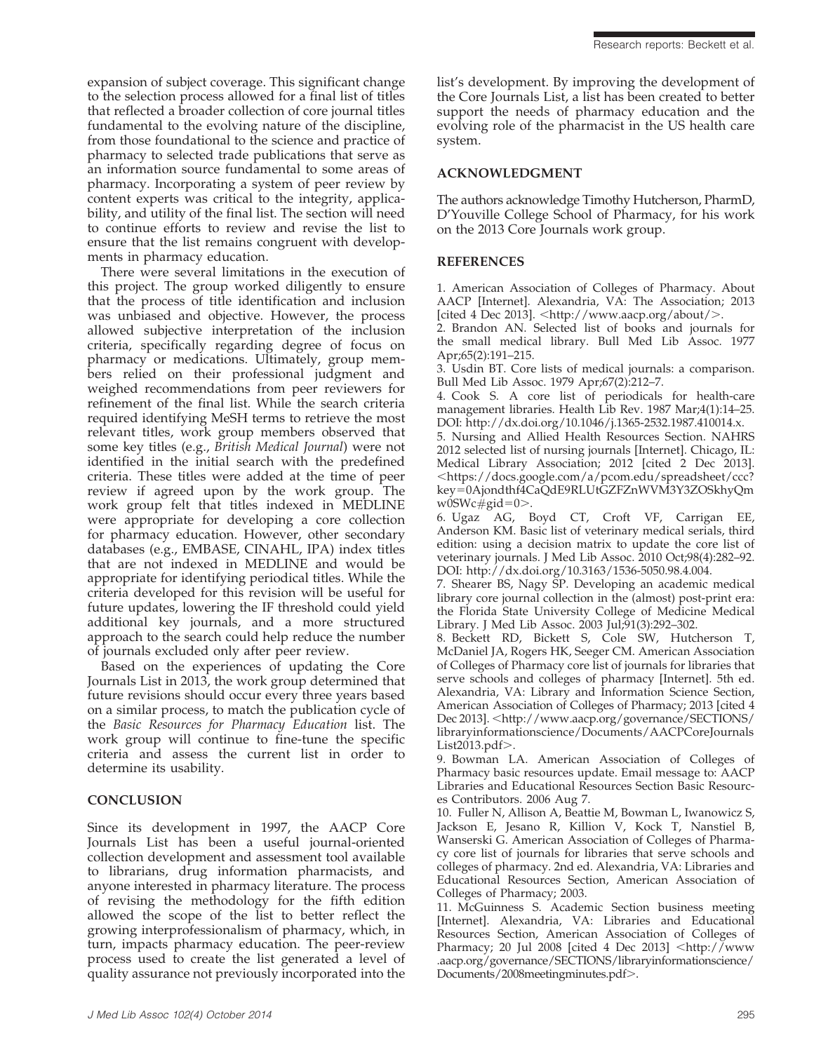expansion of subject coverage. This significant change to the selection process allowed for a final list of titles that reflected a broader collection of core journal titles fundamental to the evolving nature of the discipline, from those foundational to the science and practice of pharmacy to selected trade publications that serve as an information source fundamental to some areas of pharmacy. Incorporating a system of peer review by content experts was critical to the integrity, applicability, and utility of the final list. The section will need to continue efforts to review and revise the list to ensure that the list remains congruent with developments in pharmacy education.

There were several limitations in the execution of this project. The group worked diligently to ensure that the process of title identification and inclusion was unbiased and objective. However, the process allowed subjective interpretation of the inclusion criteria, specifically regarding degree of focus on pharmacy or medications. Ultimately, group members relied on their professional judgment and weighed recommendations from peer reviewers for refinement of the final list. While the search criteria required identifying MeSH terms to retrieve the most relevant titles, work group members observed that some key titles (e.g., *British Medical Journal*) were not identified in the initial search with the predefined criteria. These titles were added at the time of peer review if agreed upon by the work group. The work group felt that titles indexed in MEDLINE were appropriate for developing a core collection for pharmacy education. However, other secondary databases (e.g., EMBASE, CINAHL, IPA) index titles that are not indexed in MEDLINE and would be appropriate for identifying periodical titles. While the criteria developed for this revision will be useful for future updates, lowering the IF threshold could yield additional key journals, and a more structured approach to the search could help reduce the number of journals excluded only after peer review.

Based on the experiences of updating the Core Journals List in 2013, the work group determined that future revisions should occur every three years based on a similar process, to match the publication cycle of the *Basic Resources for Pharmacy Education* list. The work group will continue to fine-tune the specific criteria and assess the current list in order to determine its usability.

## CONCLUSION

Since its development in 1997, the AACP Core Journals List has been a useful journal-oriented collection development and assessment tool available to librarians, drug information pharmacists, and anyone interested in pharmacy literature. The process of revising the methodology for the fifth edition allowed the scope of the list to better reflect the growing interprofessionalism of pharmacy, which, in turn, impacts pharmacy education. The peer-review process used to create the list generated a level of quality assurance not previously incorporated into the list's development. By improving the development of the Core Journals List, a list has been created to better support the needs of pharmacy education and the evolving role of the pharmacist in the US health care system.

## ACKNOWLEDGMENT

The authors acknowledge Timothy Hutcherson, PharmD, D'Youville College School of Pharmacy, for his work on the 2013 Core Journals work group.

## REFERENCES

1. American Association of Colleges of Pharmacy. About AACP [Internet]. Alexandria, VA: The Association; 2013 [cited 4 Dec 2013]. <http://www.aacp.org/about/>.
2. Brandon AN. Selected list of books and journals for the small medical library. Bull Med Lib Assoc. 1977 Apr;65(2):191–215.
3. Usdin BT. Core lists of medical journals: a comparison. Bull Med Lib Assoc. 1979 Apr;67(2):212–7.
4. Cook S. A core list of periodicals for health-care management libraries. Health Lib Rev. 1987 Mar;4(1):14–25. DOI: http://dx.doi.org/10.1046/j.1365-2532.1987.410014.x.
5. Nursing and Allied Health Resources Section. NAHRS 2012 selected list of nursing journals [Internet]. Chicago, IL: Medical Library Association; 2012 [cited 2 Dec 2013]. <https://docs.google.com/a/pcom.edu/spreadsheet/ccc?key=0Ajondthf4CaQdE9RLUtGZFZnWVM3Y3ZOSkhyQmw0SWc#gid=0>.
6. Ugaz AG, Boyd CT, Croft VF, Carrigan EE, Anderson KM. Basic list of veterinary medical serials, third edition: using a decision matrix to update the core list of veterinary journals. J Med Lib Assoc. 2010 Oct;98(4):282–92. DOI: http://dx.doi.org/10.3163/1536-5050.98.4.004.
7. Shearer BS, Nagy SP. Developing an academic medical library core journal collection in the (almost) post-print era: the Florida State University College of Medicine Medical Library. J Med Lib Assoc. 2003 Jul;91(3):292–302.
8. Beckett RD, Bickett S, Cole SW, Hutcherson T, McDaniel JA, Rogers HK, Seeger CM. American Association of Colleges of Pharmacy core list of journals for libraries that serve schools and colleges of pharmacy [Internet]. 5th ed. Alexandria, VA: Library and Information Science Section, American Association of Colleges of Pharmacy; 2013 [cited 4 Dec 2013]. <http://www.aacp.org/governance/SECTIONS/libraryinformationscience/Documents/AACPCoreJournalsList2013.pdf>.
9. Bowman LA. American Association of Colleges of Pharmacy basic resources update. Email message to: AACP Libraries and Educational Resources Section Basic Resources Contributors. 2006 Aug 7.
10. Fuller N, Allison A, Beattie M, Bowman L, Iwanowicz S, Jackson E, Jesano R, Killion V, Kock T, Nanstiel B, Wanserski G. American Association of Colleges of Pharmacy core list of journals for libraries that serve schools and colleges of pharmacy. 2nd ed. Alexandria, VA: Libraries and Educational Resources Section, American Association of Colleges of Pharmacy; 2003.
11. McGuinness S. Academic Section business meeting [Internet]. Alexandria, VA: Libraries and Educational Resources Section, American Association of Colleges of Pharmacy; 20 Jul 2008 [cited 4 Dec 2013] <http://www.aacp.org/governance/SECTIONS/libraryinformationscience/Documents/2008meetingminutes.pdf>.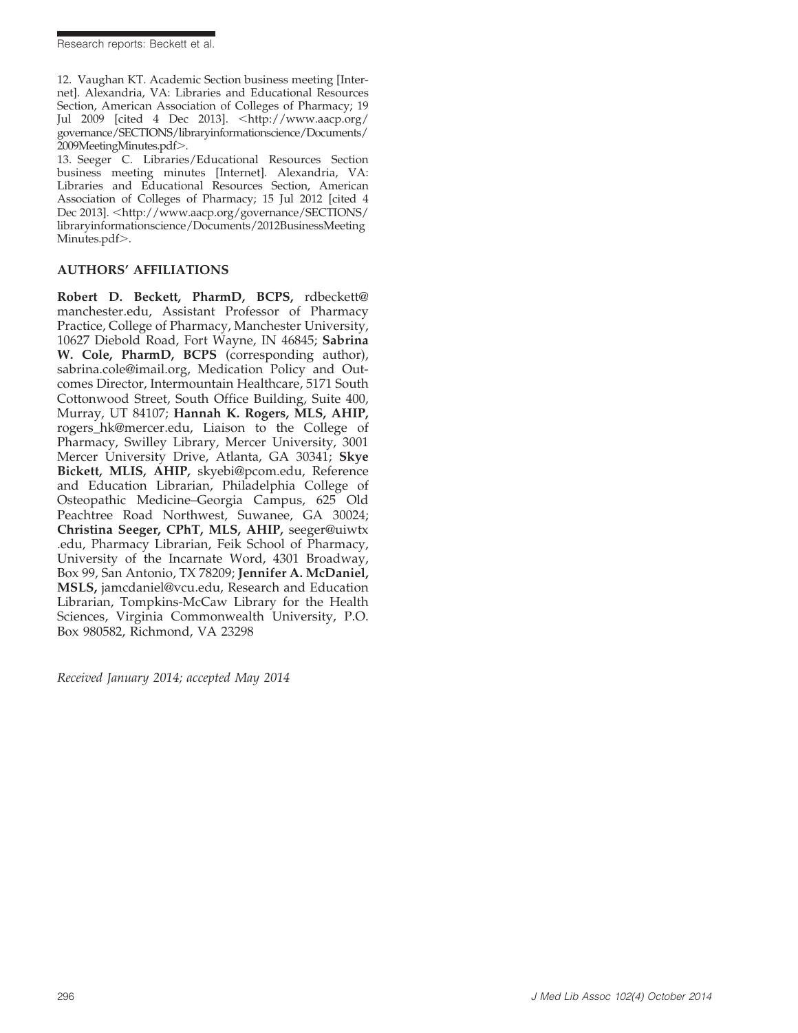12. Vaughan KT. Academic Section business meeting [Internet]. Alexandria, VA: Libraries and Educational Resources Section, American Association of Colleges of Pharmacy; 19 Jul 2009 [cited 4 Dec 2013]. <http://www.aacp.org/governance/SECTIONS/libraryinformationscience/Documents/2009MeetingMinutes.pdf>.

13. Seeger C. Libraries/Educational Resources Section business meeting minutes [Internet]. Alexandria, VA: Libraries and Educational Resources Section, American Association of Colleges of Pharmacy; 15 Jul 2012 [cited 4 Dec 2013]. <http://www.aacp.org/governance/SECTIONS/libraryinformationscience/Documents/2012BusinessMeetingMinutes.pdf>.

## AUTHORS' AFFILIATIONS

**Robert D. Beckett, PharmD, BCPS,** rdbeckett@manchester.edu, Assistant Professor of Pharmacy Practice, College of Pharmacy, Manchester University, 10627 Diebold Road, Fort Wayne, IN 46845; **Sabrina W. Cole, PharmD, BCPS** (corresponding author), sabrina.cole@imail.org, Medication Policy and Outcomes Director, Intermountain Healthcare, 5171 South Cottonwood Street, South Office Building, Suite 400, Murray, UT 84107; **Hannah K. Rogers, MLS, AHIP,** rogers_hk@mercer.edu, Liaison to the College of Pharmacy, Swilley Library, Mercer University, 3001 Mercer University Drive, Atlanta, GA 30341; **Skye Bickett, MLIS, AHIP,** skyebi@pcom.edu, Reference and Education Librarian, Philadelphia College of Osteopathic Medicine–Georgia Campus, 625 Old Peachtree Road Northwest, Suwanee, GA 30024; **Christina Seeger, CPhT, MLS, AHIP,** seeger@uiwtx.edu, Pharmacy Librarian, Feik School of Pharmacy, University of the Incarnate Word, 4301 Broadway, Box 99, San Antonio, TX 78209; **Jennifer A. McDaniel, MSLS,** jamcdaniel@vcu.edu, Research and Education Librarian, Tompkins-McCaw Library for the Health Sciences, Virginia Commonwealth University, P.O. Box 980582, Richmond, VA 23298

*Received January 2014; accepted May 2014*